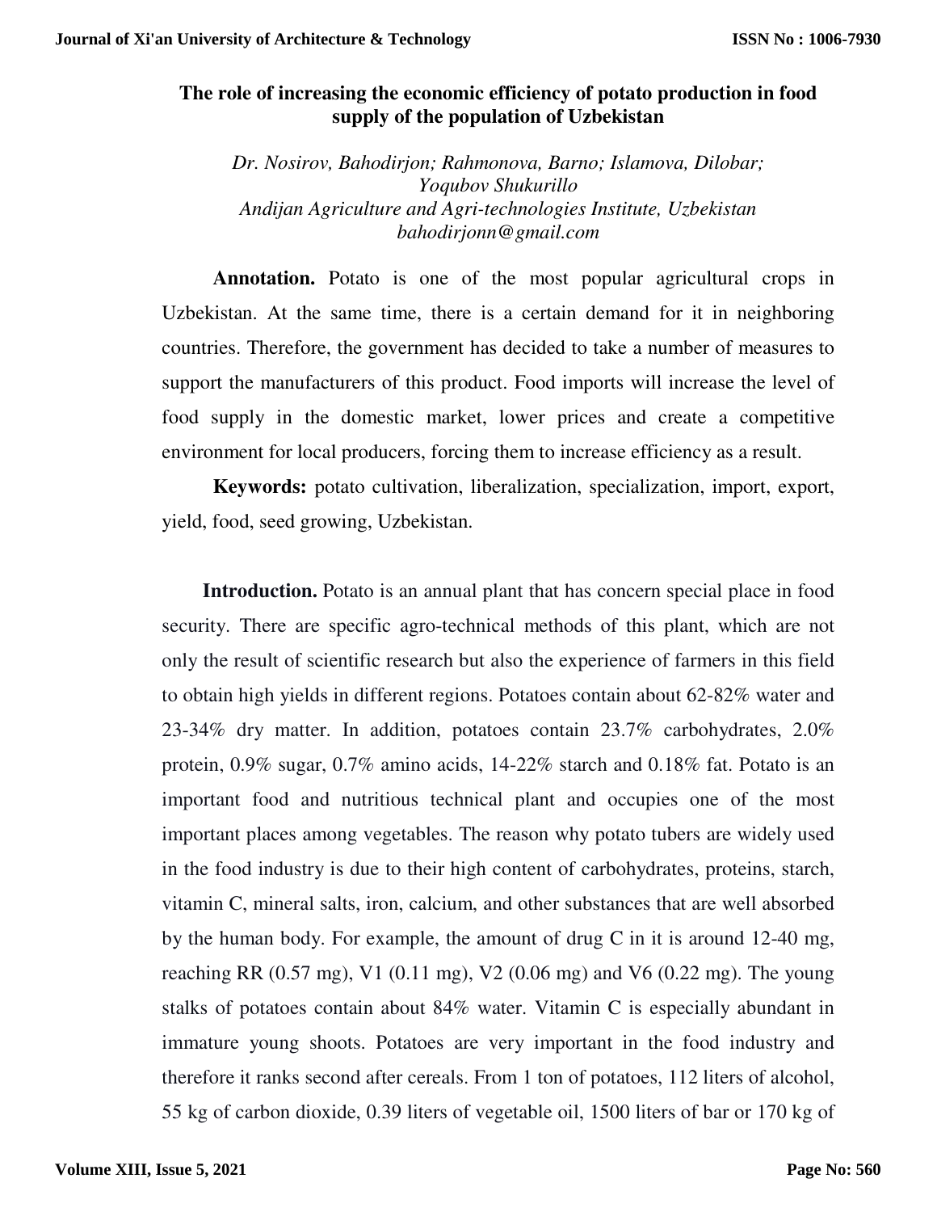# The role of increasing the economic efficiency of potato production in food supply of the population of Uzbekistan

*Dr. Nosirov, Bahodirjon; Rahmonova, Barno; Islamova, Dilobar; Yoqubov Shukurillo*
*Andijan Agriculture and Agri-technologies Institute, Uzbekistan*
*bahodirjonn@gmail.com*

**Annotation.** Potato is one of the most popular agricultural crops in Uzbekistan. At the same time, there is a certain demand for it in neighboring countries. Therefore, the government has decided to take a number of measures to support the manufacturers of this product. Food imports will increase the level of food supply in the domestic market, lower prices and create a competitive environment for local producers, forcing them to increase efficiency as a result.

**Keywords:** potato cultivation, liberalization, specialization, import, export, yield, food, seed growing, Uzbekistan.

**Introduction.** Potato is an annual plant that has concern special place in food security. There are specific agro-technical methods of this plant, which are not only the result of scientific research but also the experience of farmers in this field to obtain high yields in different regions. Potatoes contain about 62-82% water and 23-34% dry matter. In addition, potatoes contain 23.7% carbohydrates, 2.0% protein, 0.9% sugar, 0.7% amino acids, 14-22% starch and 0.18% fat. Potato is an important food and nutritious technical plant and occupies one of the most important places among vegetables. The reason why potato tubers are widely used in the food industry is due to their high content of carbohydrates, proteins, starch, vitamin C, mineral salts, iron, calcium, and other substances that are well absorbed by the human body. For example, the amount of drug C in it is around 12-40 mg, reaching RR (0.57 mg), V1 (0.11 mg), V2 (0.06 mg) and V6 (0.22 mg). The young stalks of potatoes contain about 84% water. Vitamin C is especially abundant in immature young shoots. Potatoes are very important in the food industry and therefore it ranks second after cereals. From 1 ton of potatoes, 112 liters of alcohol, 55 kg of carbon dioxide, 0.39 liters of vegetable oil, 1500 liters of bar or 170 kg of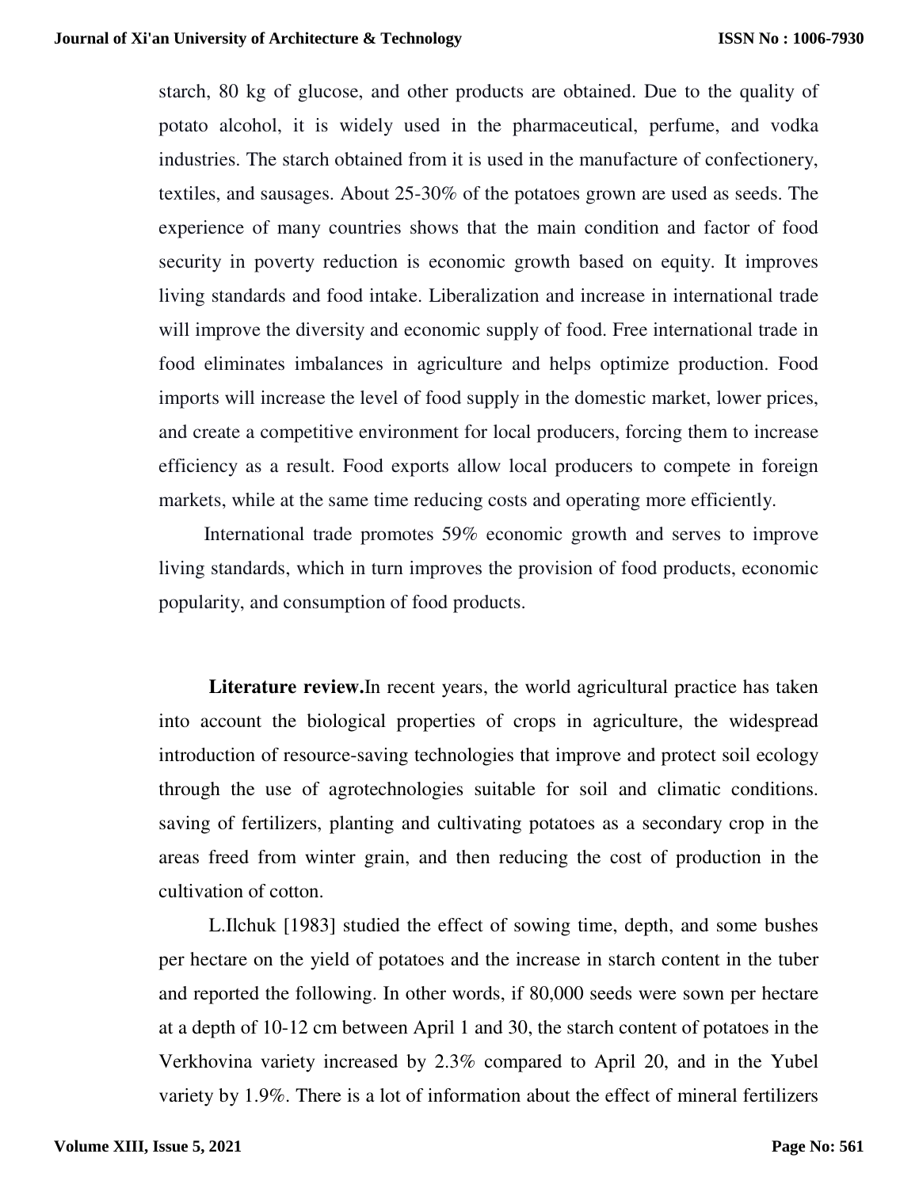starch, 80 kg of glucose, and other products are obtained. Due to the quality of potato alcohol, it is widely used in the pharmaceutical, perfume, and vodka industries. The starch obtained from it is used in the manufacture of confectionery, textiles, and sausages. About 25-30% of the potatoes grown are used as seeds. The experience of many countries shows that the main condition and factor of food security in poverty reduction is economic growth based on equity. It improves living standards and food intake. Liberalization and increase in international trade will improve the diversity and economic supply of food. Free international trade in food eliminates imbalances in agriculture and helps optimize production. Food imports will increase the level of food supply in the domestic market, lower prices, and create a competitive environment for local producers, forcing them to increase efficiency as a result. Food exports allow local producers to compete in foreign markets, while at the same time reducing costs and operating more efficiently.

International trade promotes 59% economic growth and serves to improve living standards, which in turn improves the provision of food products, economic popularity, and consumption of food products.

**Literature review.**In recent years, the world agricultural practice has taken into account the biological properties of crops in agriculture, the widespread introduction of resource-saving technologies that improve and protect soil ecology through the use of agrotechnologies suitable for soil and climatic conditions. saving of fertilizers, planting and cultivating potatoes as a secondary crop in the areas freed from winter grain, and then reducing the cost of production in the cultivation of cotton.

L.Ilchuk [1983] studied the effect of sowing time, depth, and some bushes per hectare on the yield of potatoes and the increase in starch content in the tuber and reported the following. In other words, if 80,000 seeds were sown per hectare at a depth of 10-12 cm between April 1 and 30, the starch content of potatoes in the Verkhovina variety increased by 2.3% compared to April 20, and in the Yubel variety by 1.9%. There is a lot of information about the effect of mineral fertilizers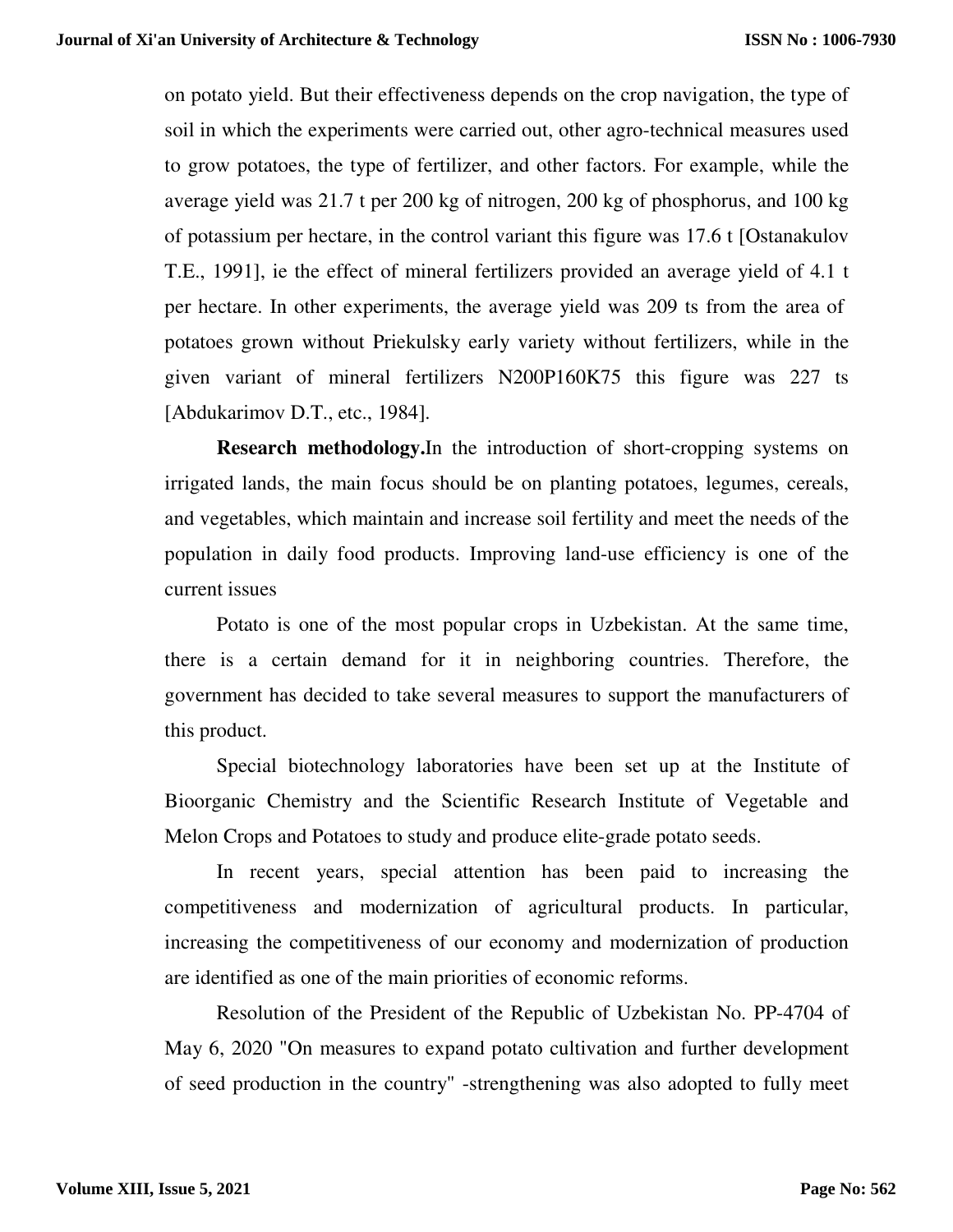on potato yield. But their effectiveness depends on the crop navigation, the type of soil in which the experiments were carried out, other agro-technical measures used to grow potatoes, the type of fertilizer, and other factors. For example, while the average yield was 21.7 t per 200 kg of nitrogen, 200 kg of phosphorus, and 100 kg of potassium per hectare, in the control variant this figure was 17.6 t [Ostanakulov T.E., 1991], ie the effect of mineral fertilizers provided an average yield of 4.1 t per hectare. In other experiments, the average yield was 209 ts from the area of potatoes grown without Priekulsky early variety without fertilizers, while in the given variant of mineral fertilizers N200P160K75 this figure was 227 ts [Abdukarimov D.T., etc., 1984].

**Research methodology.**In the introduction of short-cropping systems on irrigated lands, the main focus should be on planting potatoes, legumes, cereals, and vegetables, which maintain and increase soil fertility and meet the needs of the population in daily food products. Improving land-use efficiency is one of the current issues

Potato is one of the most popular crops in Uzbekistan. At the same time, there is a certain demand for it in neighboring countries. Therefore, the government has decided to take several measures to support the manufacturers of this product.

Special biotechnology laboratories have been set up at the Institute of Bioorganic Chemistry and the Scientific Research Institute of Vegetable and Melon Crops and Potatoes to study and produce elite-grade potato seeds.

In recent years, special attention has been paid to increasing the competitiveness and modernization of agricultural products. In particular, increasing the competitiveness of our economy and modernization of production are identified as one of the main priorities of economic reforms.

Resolution of the President of the Republic of Uzbekistan No. PP-4704 of May 6, 2020 "On measures to expand potato cultivation and further development of seed production in the country" -strengthening was also adopted to fully meet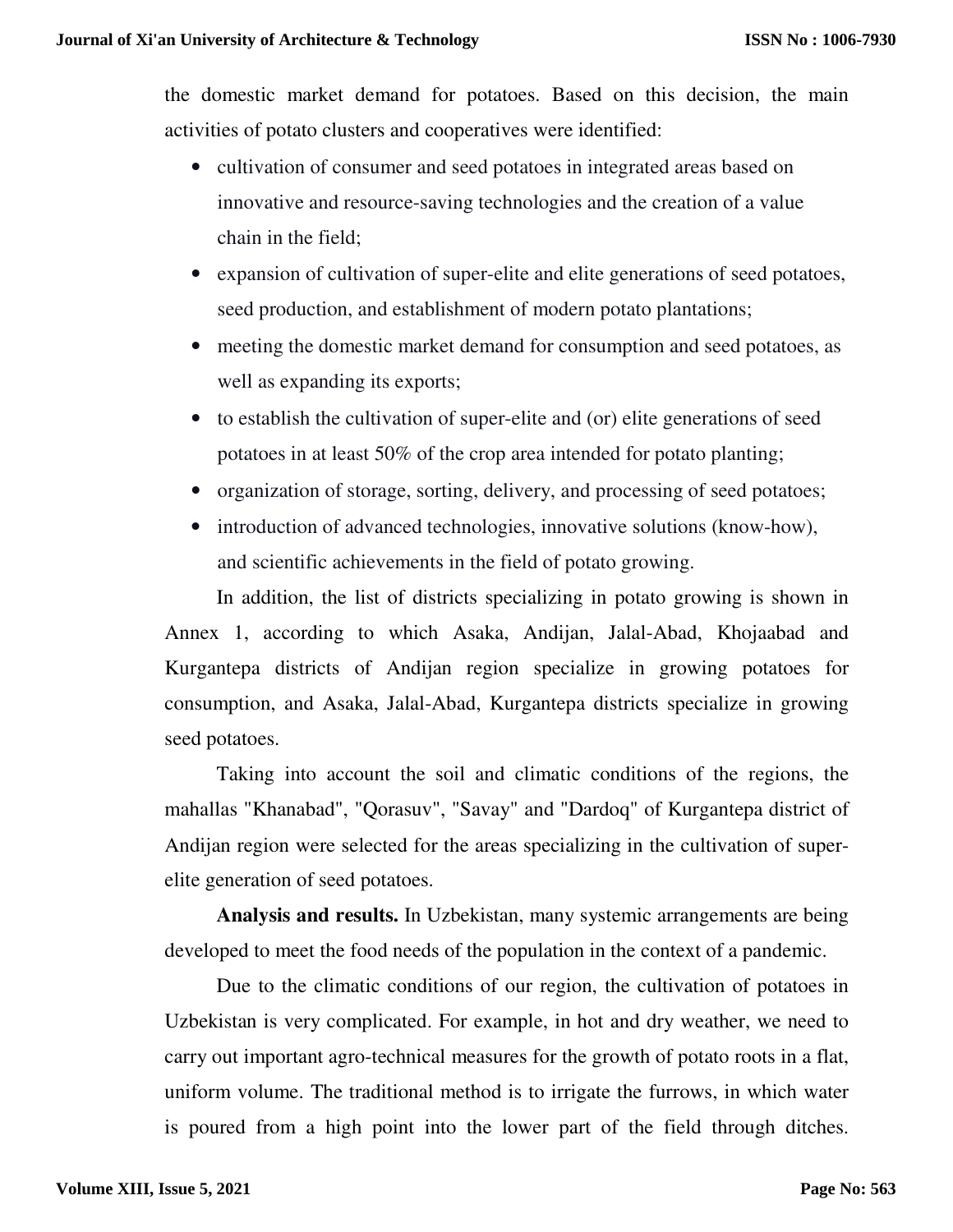the domestic market demand for potatoes. Based on this decision, the main activities of potato clusters and cooperatives were identified:

- cultivation of consumer and seed potatoes in integrated areas based on innovative and resource-saving technologies and the creation of a value chain in the field;
- expansion of cultivation of super-elite and elite generations of seed potatoes, seed production, and establishment of modern potato plantations;
- meeting the domestic market demand for consumption and seed potatoes, as well as expanding its exports;
- to establish the cultivation of super-elite and (or) elite generations of seed potatoes in at least 50% of the crop area intended for potato planting;
- organization of storage, sorting, delivery, and processing of seed potatoes;
- introduction of advanced technologies, innovative solutions (know-how), and scientific achievements in the field of potato growing.

In addition, the list of districts specializing in potato growing is shown in Annex 1, according to which Asaka, Andijan, Jalal-Abad, Khojaabad and Kurgantepa districts of Andijan region specialize in growing potatoes for consumption, and Asaka, Jalal-Abad, Kurgantepa districts specialize in growing seed potatoes.

Taking into account the soil and climatic conditions of the regions, the mahallas "Khanabad", "Qorasuv", "Savay" and "Dardoq" of Kurgantepa district of Andijan region were selected for the areas specializing in the cultivation of super-elite generation of seed potatoes.

**Analysis and results.** In Uzbekistan, many systemic arrangements are being developed to meet the food needs of the population in the context of a pandemic.

Due to the climatic conditions of our region, the cultivation of potatoes in Uzbekistan is very complicated. For example, in hot and dry weather, we need to carry out important agro-technical measures for the growth of potato roots in a flat, uniform volume. The traditional method is to irrigate the furrows, in which water is poured from a high point into the lower part of the field through ditches.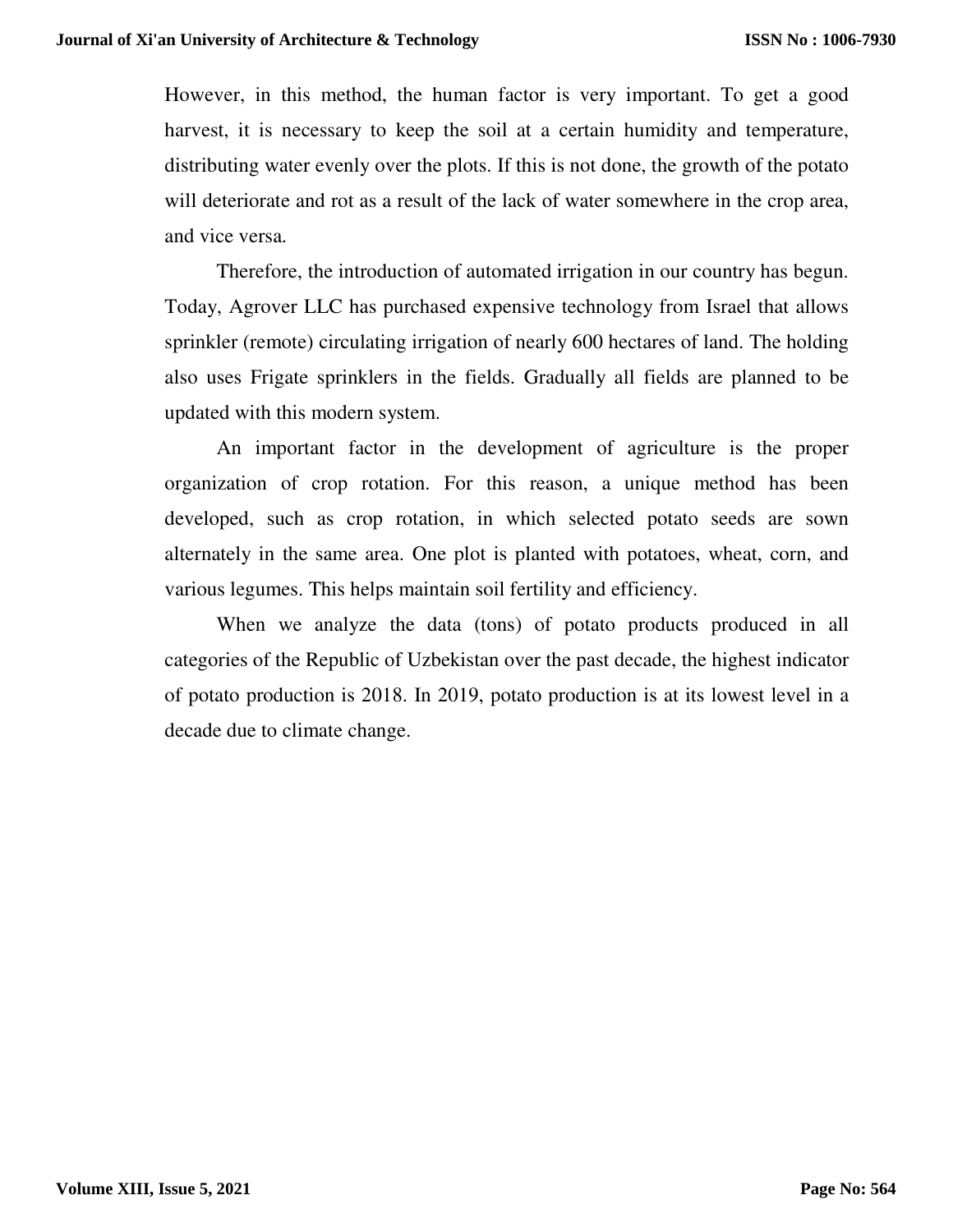However, in this method, the human factor is very important. To get a good harvest, it is necessary to keep the soil at a certain humidity and temperature, distributing water evenly over the plots. If this is not done, the growth of the potato will deteriorate and rot as a result of the lack of water somewhere in the crop area, and vice versa.

Therefore, the introduction of automated irrigation in our country has begun. Today, Agrover LLC has purchased expensive technology from Israel that allows sprinkler (remote) circulating irrigation of nearly 600 hectares of land. The holding also uses Frigate sprinklers in the fields. Gradually all fields are planned to be updated with this modern system.

An important factor in the development of agriculture is the proper organization of crop rotation. For this reason, a unique method has been developed, such as crop rotation, in which selected potato seeds are sown alternately in the same area. One plot is planted with potatoes, wheat, corn, and various legumes. This helps maintain soil fertility and efficiency.

When we analyze the data (tons) of potato products produced in all categories of the Republic of Uzbekistan over the past decade, the highest indicator of potato production is 2018. In 2019, potato production is at its lowest level in a decade due to climate change.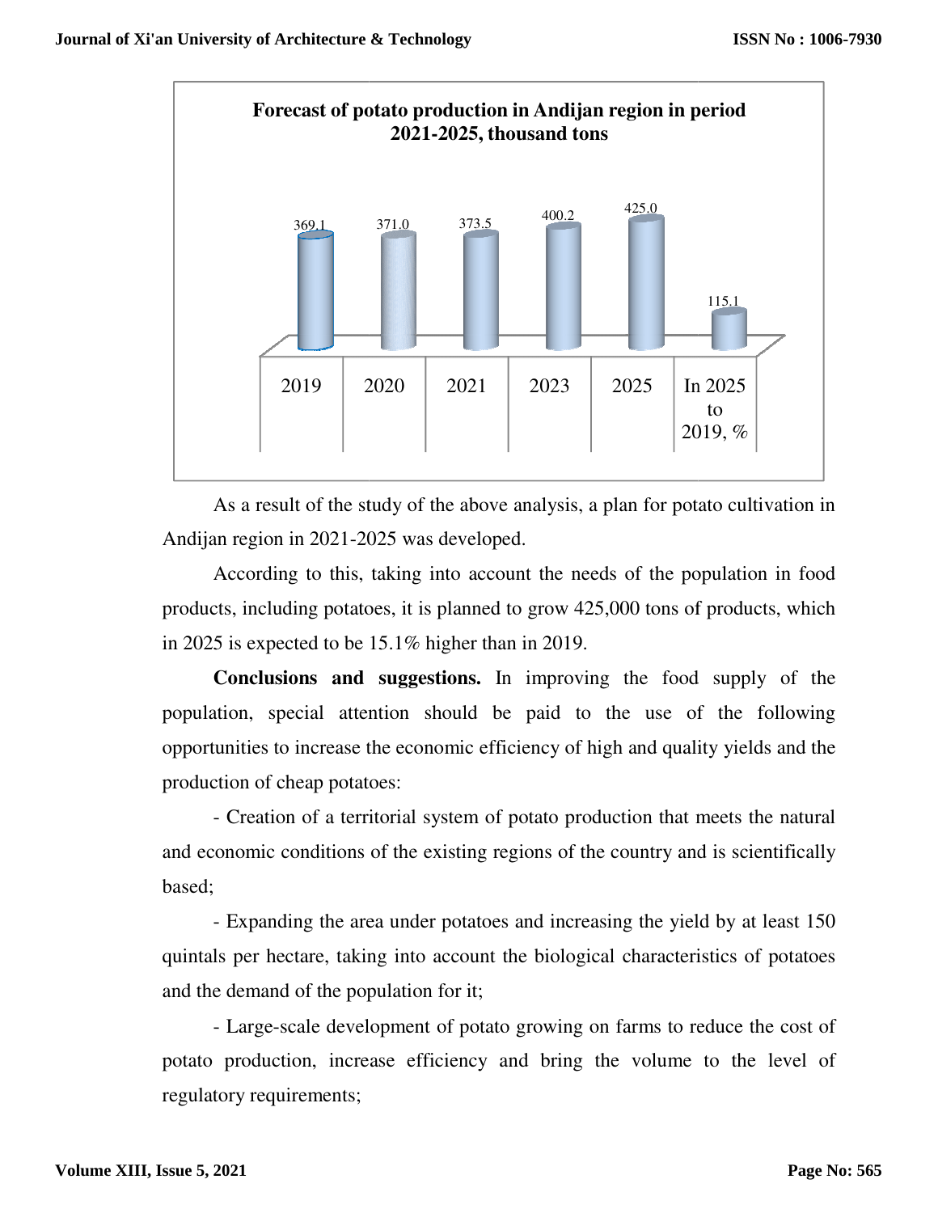Forecast of potato production in Andijan region in period 2021-2025, thousand tons

369.1
371.0
373.5
400.2
425.0
115.1

2019
2020
2021
2023
2025
In 2025 to 2019, %

As a result of the study of the above analysis, a plan for potato cultivation in Andijan region in 2021-2025 was developed.

According to this, taking into account the needs of the population in food products, including potatoes, it is planned to grow 425,000 tons of products, which in 2025 is expected to be 15.1% higher than in 2019.

**Conclusions and suggestions.** In improving the food supply of the population, special attention should be paid to the use of the following opportunities to increase the economic efficiency of high and quality yields and the production of cheap potatoes:

- Creation of a territorial system of potato production that meets the natural and economic conditions of the existing regions of the country and is scientifically based;

- Expanding the area under potatoes and increasing the yield by at least 150 quintals per hectare, taking into account the biological characteristics of potatoes and the demand of the population for it;

- Large-scale development of potato growing on farms to reduce the cost of potato production, increase efficiency and bring the volume to the level of regulatory requirements;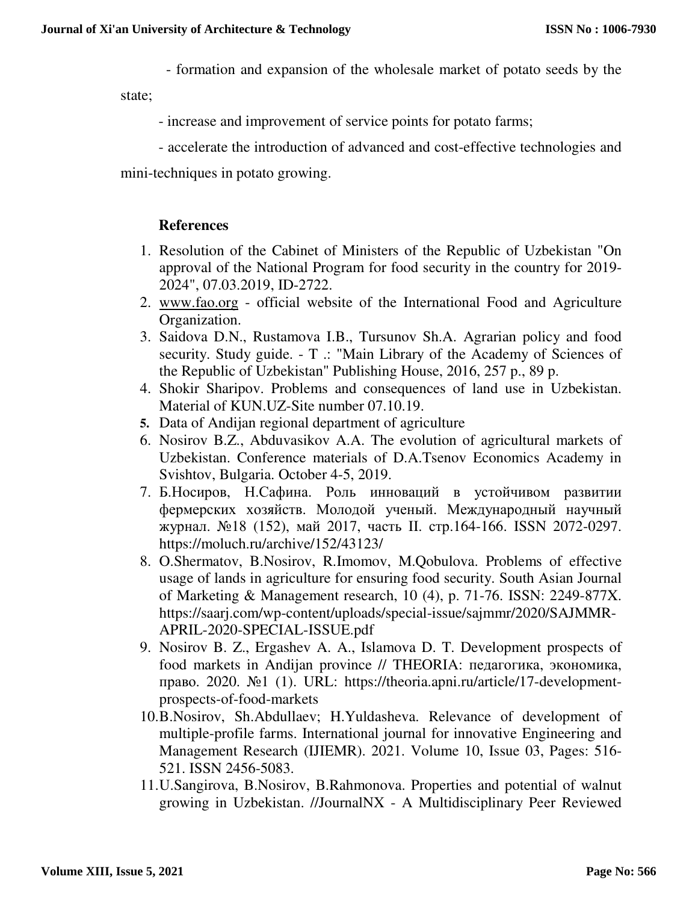- formation and expansion of the wholesale market of potato seeds by the state;

- increase and improvement of service points for potato farms;

- accelerate the introduction of advanced and cost-effective technologies and mini-techniques in potato growing.

## References

1. Resolution of the Cabinet of Ministers of the Republic of Uzbekistan "On approval of the National Program for food security in the country for 2019-2024", 07.03.2019, ID-2722.
2. www.fao.org - official website of the International Food and Agriculture Organization.
3. Saidova D.N., Rustamova I.B., Tursunov Sh.A. Agrarian policy and food security. Study guide. - T .: "Main Library of the Academy of Sciences of the Republic of Uzbekistan" Publishing House, 2016, 257 p., 89 p.
4. Shokir Sharipov. Problems and consequences of land use in Uzbekistan. Material of KUN.UZ-Site number 07.10.19.
5. Data of Andijan regional department of agriculture
6. Nosirov B.Z., Abduvasikov A.A. The evolution of agricultural markets of Uzbekistan. Conference materials of D.A.Tsenov Economics Academy in Svishtov, Bulgaria. October 4-5, 2019.
7. Б.Носиров, Н.Сафина. Роль инноваций в устойчивом развитии фермерских хозяйств. Молодой ученый. Международный научный журнал. №18 (152), май 2017, часть II. стр.164-166. ISSN 2072-0297. https://moluch.ru/archive/152/43123/
8. O.Shermatov, B.Nosirov, R.Imomov, M.Qobulova. Problems of effective usage of lands in agriculture for ensuring food security. South Asian Journal of Marketing & Management research, 10 (4), p. 71-76. ISSN: 2249-877X. https://saarj.com/wp-content/uploads/special-issue/sajmmr/2020/SAJMMR-APRIL-2020-SPECIAL-ISSUE.pdf
9. Nosirov B. Z., Ergashev A. A., Islamova D. T. Development prospects of food markets in Andijan province // THEORIA: педагогика, экономика, право. 2020. №1 (1). URL: https://theoria.apni.ru/article/17-development-prospects-of-food-markets
10. B.Nosirov, Sh.Abdullaev; H.Yuldasheva. Relevance of development of multiple-profile farms. International journal for innovative Engineering and Management Research (IJIEMR). 2021. Volume 10, Issue 03, Pages: 516-521. ISSN 2456-5083.
11. U.Sangirova, B.Nosirov, B.Rahmonova. Properties and potential of walnut growing in Uzbekistan. //JournalNX - A Multidisciplinary Peer Reviewed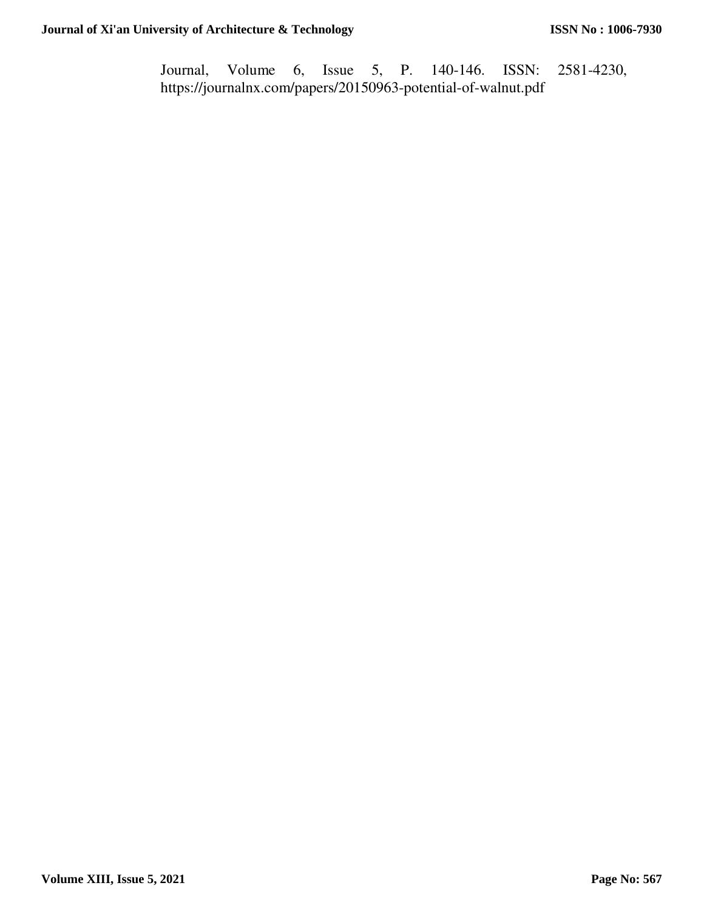Journal, Volume 6, Issue 5, P. 140-146. ISSN: 2581-4230, https://journalnx.com/papers/20150963-potential-of-walnut.pdf